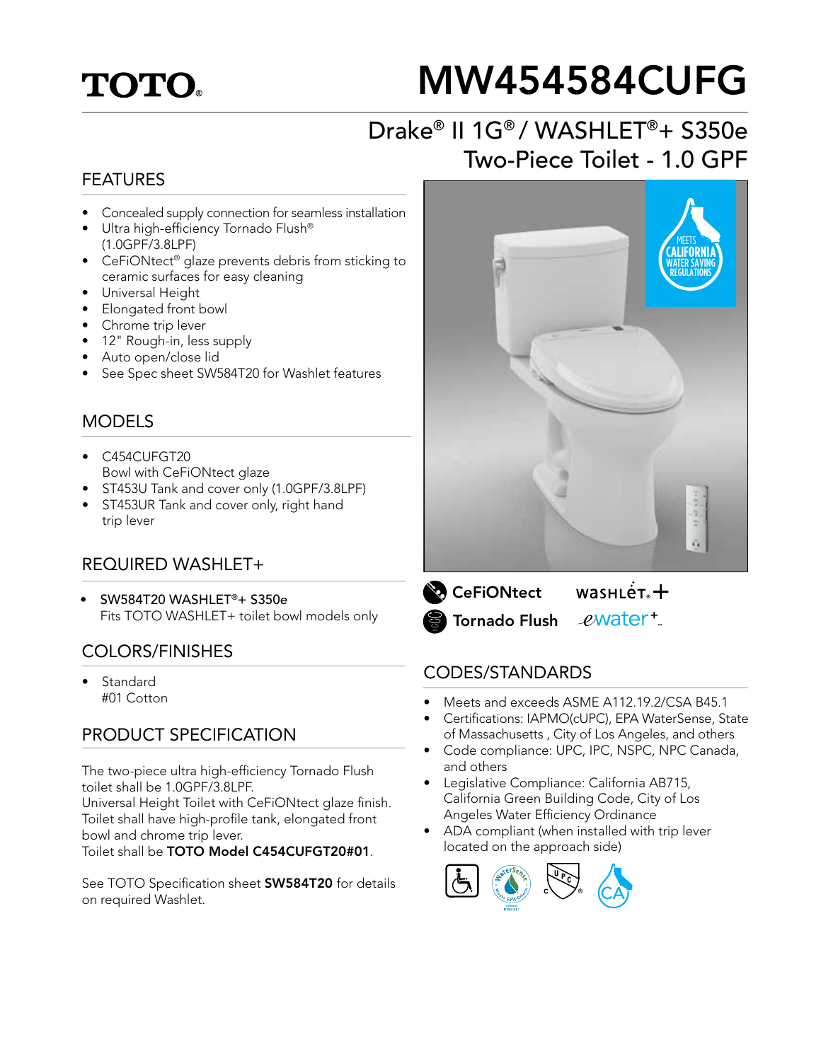TOTO

# MW454584CUFG

## Drake® II 1G® / WASHLET®+ S350e Two-Piece Toilet - 1.0 GPF

## FEATURES

- Concealed supply connection for seamless installation
- Ultra high-efficiency Tornado Flush® (1.0GPF/3.8LPF)
- CeFiONtect® glaze prevents debris from sticking to ceramic surfaces for easy cleaning
- Universal Height
- Elongated front bowl
- Chrome trip lever
- 12" Rough-in, less supply
- Auto open/close lid
- See Spec sheet SW584T20 for Washlet features

## MODELS

- C454CUFGT20 Bowl with CeFiONtect glaze
- ST453U Tank and cover only (1.0GPF/3.8LPF)
- ST453UR Tank and cover only, right hand trip lever

## REQUIRED WASHLET+

- SW584T20 WASHLET®+ S350e Fits TOTO WASHLET+ toilet bowl models only

## COLORS/FINISHES

- Standard #01 Cotton

## PRODUCT SPECIFICATION

The two-piece ultra high-efficiency Tornado Flush toilet shall be 1.0GPF/3.8LPF.
Universal Height Toilet with CeFiONtect glaze finish.
Toilet shall have high-profile tank, elongated front bowl and chrome trip lever.
Toilet shall be **TOTO Model C454CUFGT20#01**.

See TOTO Specification sheet **SW584T20** for details on required Washlet.

MEETS CALIFORNIA WATER SAVING REGULATIONS

CeFiONtect  WASHLET+
Tornado Flush  ewater+

## CODES/STANDARDS

- Meets and exceeds ASME A112.19.2/CSA B45.1
- Certifications: IAPMO(cUPC), EPA WaterSense, State of Massachusetts , City of Los Angeles, and others
- Code compliance: UPC, IPC, NSPC, NPC Canada, and others
- Legislative Compliance: California AB715, California Green Building Code, City of Los Angeles Water Efficiency Ordinance
- ADA compliant (when installed with trip lever located on the approach side)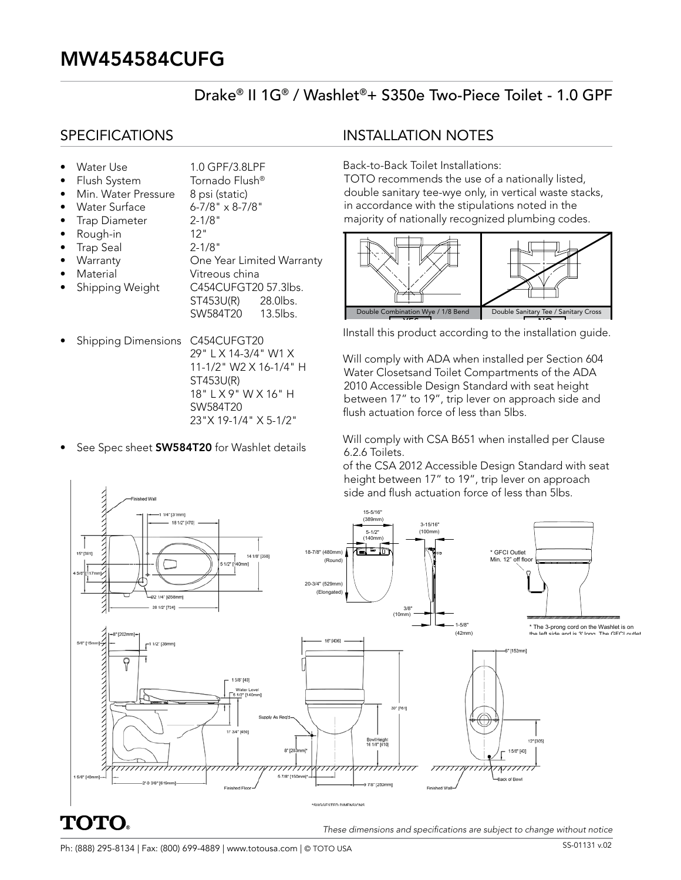# MW454584CUFG

## Drake® II 1G® / Washlet®+ S350e Two-Piece Toilet - 1.0 GPF

## SPECIFICATIONS

- Water Use 1.0 GPF/3.8LPF
- Flush System Tornado Flush®
- Min. Water Pressure 8 psi (static)
- Water Surface 6-7/8" x 8-7/8"
- Trap Diameter 2-1/8"
- Rough-in 12"
- Trap Seal 2-1/8"
- Warranty One Year Limited Warranty
- Material Vitreous china
- Shipping Weight C454CUFGT20 57.3lbs.  
  ST453U(R) 28.0lbs.  
  SW584T20 13.5lbs.
- Shipping Dimensions C454CUFGT20  
  29" L X 14-3/4" W1 X 11-1/2" W2 X 16-1/4" H  
  ST453U(R)  
  18" L X 9" W X 16" H  
  SW584T20  
  23"X 19-1/4" X 5-1/2"
- See Spec sheet **SW584T20** for Washlet details

## INSTALLATION NOTES

Back-to-Back Toilet Installations:
TOTO recommends the use of a nationally listed, double sanitary tee-wye only, in vertical waste stacks, in accordance with the stipulations noted in the majority of nationally recognized plumbing codes.

Double Combination Wye / 1/8 Bend

Double Sanitary Tee / Sanitary Cross

IInstall this product according to the installation guide.

Will comply with ADA when installed per Section 604 Water Closetsand Toilet Compartments of the ADA 2010 Accessible Design Standard with seat height between 17" to 19", trip lever on approach side and flush actuation force of less than 5lbs.

Will comply with CSA B651 when installed per Clause 6.2.6 Toilets.
of the CSA 2012 Accessible Design Standard with seat height between 17" to 19", trip lever on approach side and flush actuation force of less than 5lbs.

Finished Wall
1 1/4" [31mm]
18 1/2" [470]
15" [381]
14 1/8" [358]
5 1/2" [140mm]
4 5/8" [117mm]
Ø2 1/4" [Ø58mm]
28 1/2" [724]

15-5/16" (389mm)
5-1/2" (140mm)
3-15/16" (100mm)
18-7/8" (480mm) (Round)
20-3/4" (529mm) (Elongated)
3/8" (10mm)
1-5/8" (42mm)

* GFCI Outlet Min. 12" off floor
* The 3-prong cord on the Washlet is on the left side and is 3' long. The GFCI outlet

8" [202mm]
5/8" [15mm]
1 1/2" [38mm]
1 5/8" [40]
Water Level 5 1/2" [140mm]
17 3/4" [456]
1 5/8" [40mm]
2'-0 3/8" [619mm]
Finished Floor

16" [406]
Supply As Req'd
30" [761]
Bowl Height 16 1/8" [410]
8" [203mm]*
5 7/8" [150mm]*
9 7/8" [250mm]
*SUGGESTED DIMENSIONS

6" [152mm]
12" [305]
1 5/8" [40]
Finished Wall
Back of Bowl

*These dimensions and specifications are subject to change without notice*

Ph: (888) 295-8134 | Fax: (800) 699-4889 | www.totousa.com | © TOTO USA

SS-01131 v.02